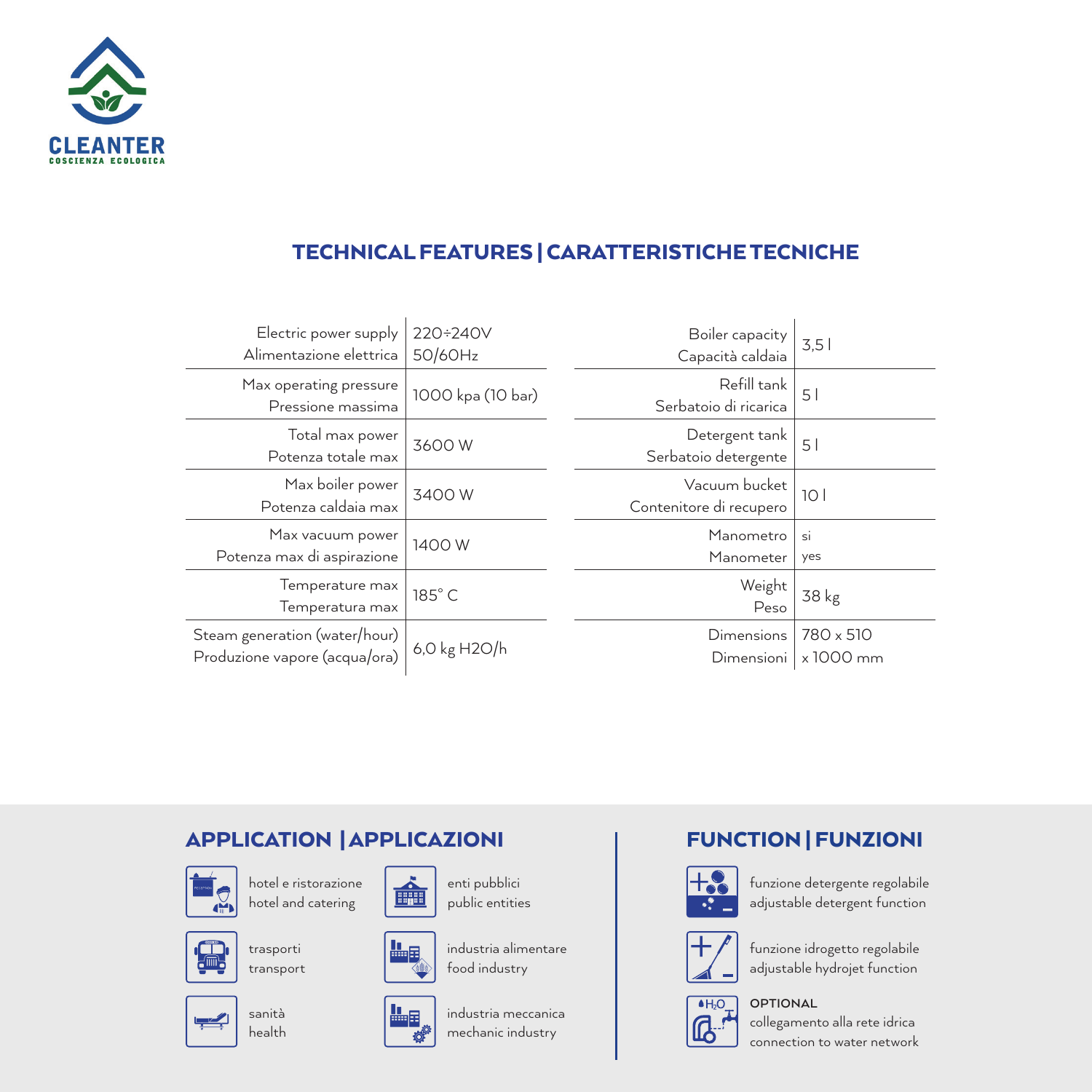**CLEANTER**
COSCIENZA ECOLOGICA

## TECHNICAL FEATURES | CARATTERISTICHE TECNICHE

| | |
|---|---|
| Electric power supply / Alimentazione elettrica | 220÷240V 50/60Hz |
| Max operating pressure / Pressione massima | 1000 kpa (10 bar) |
| Total max power / Potenza totale max | 3600 W |
| Max boiler power / Potenza caldaia max | 3400 W |
| Max vacuum power / Potenza max di aspirazione | 1400 W |
| Temperature max / Temperatura max | 185° C |
| Steam generation (water/hour) / Produzione vapore (acqua/ora) | 6,0 kg $H_2O$/h |

| | |
|---|---|
| Boiler capacity / Capacità caldaia | 3,5 l |
| Refill tank / Serbatoio di ricarica | 5 l |
| Detergent tank / Serbatoio detergente | 5 l |
| Vacuum bucket / Contenitore di recupero | 10 l |
| Manometro / Manometer | si / yes |
| Weight / Peso | 38 kg |
| Dimensions / Dimensioni | 780 x 510 x 1000 mm |

## APPLICATION | APPLICAZIONI

- hotel e ristorazione / hotel and catering
- enti pubblici / public entities
- trasporti / transport
- industria alimentare / food industry
- sanità / health
- industria meccanica / mechanic industry

## FUNCTION | FUNZIONI

- funzione detergente regolabile / adjustable detergent function
- funzione idrogetto regolabile / adjustable hydrojet function
- **OPTIONAL** collegamento alla rete idrica / connection to water network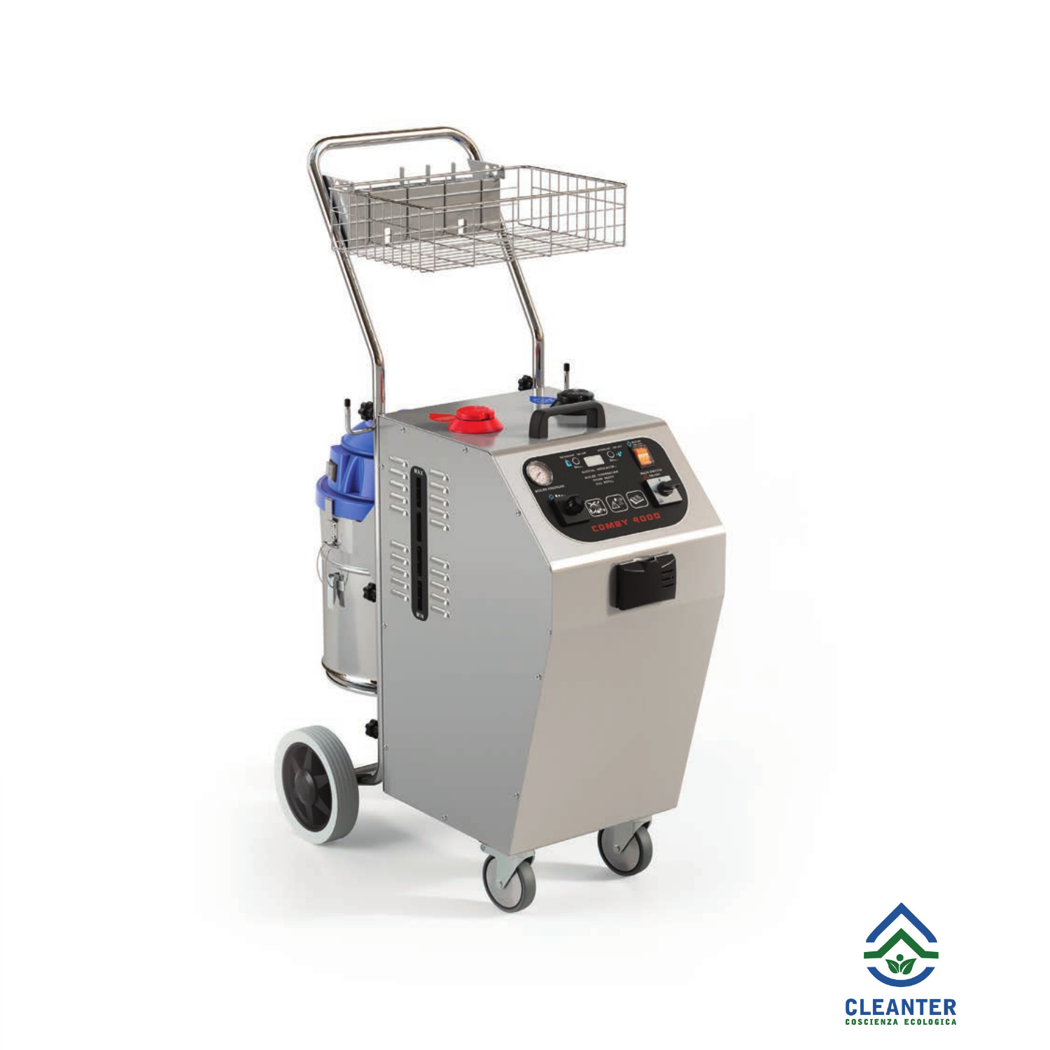**CLEANTER**

COSCIENZA ECOLOGICA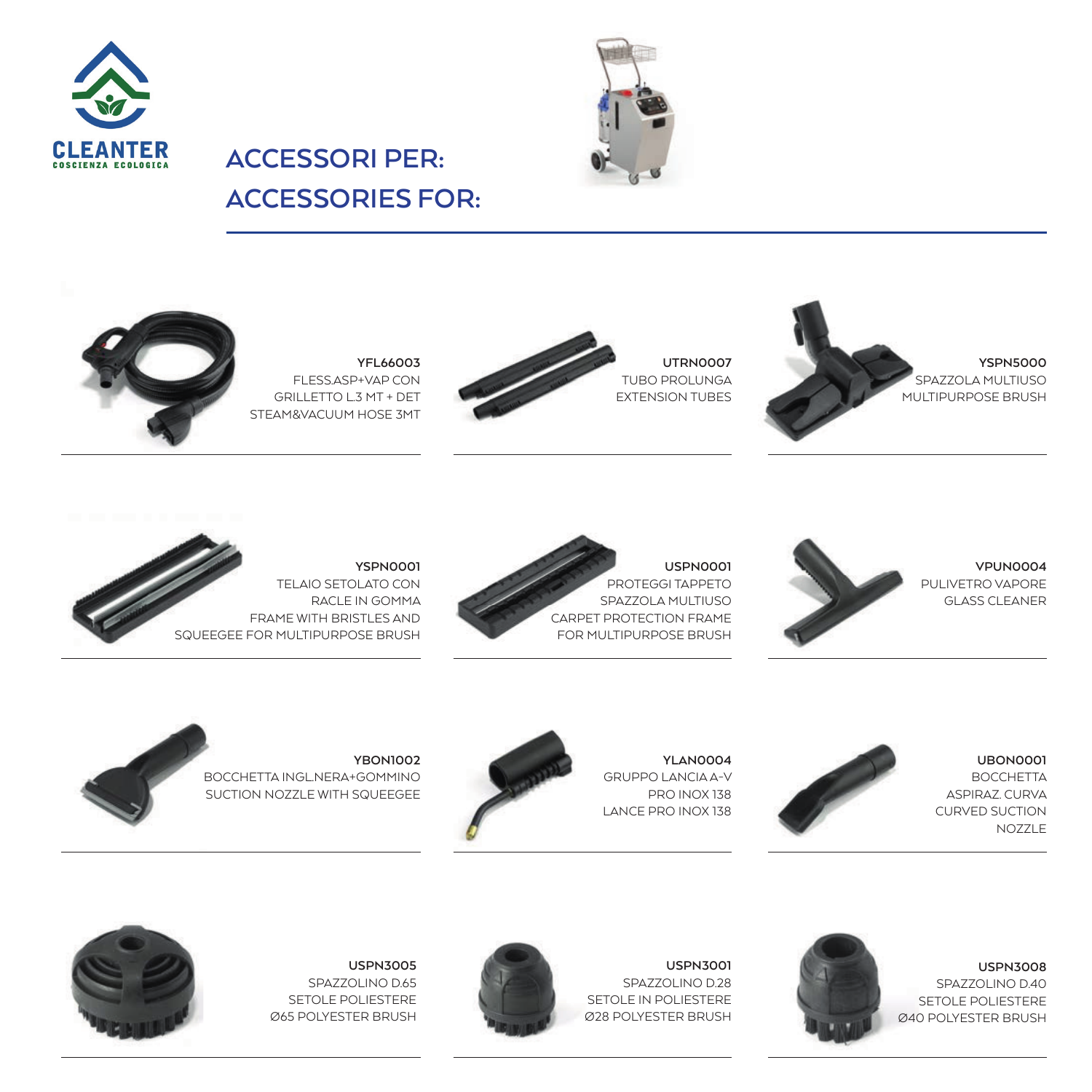CLEANTER
COSCIENZA ECOLOGICA

# ACCESSORI PER:
# ACCESSORIES FOR:

**YFL66003**
FLESS.ASP+VAP CON GRILLETTO L.3 MT + DET
STEAM&VACUUM HOSE 3MT

**UTRN0007**
TUBO PROLUNGA
EXTENSION TUBES

**YSPN5000**
SPAZZOLA MULTIUSO
MULTIPURPOSE BRUSH

**YSPN0001**
TELAIO SETOLATO CON RACLE IN GOMMA
FRAME WITH BRISTLES AND SQUEEGEE FOR MULTIPURPOSE BRUSH

**USPN0001**
PROTEGGI TAPPETO SPAZZOLA MULTIUSO
CARPET PROTECTION FRAME FOR MULTIPURPOSE BRUSH

**VPUN0004**
PULIVETRO VAPORE
GLASS CLEANER

**YBON1002**
BOCCHETTA INGL.NERA+GOMMINO
SUCTION NOZZLE WITH SQUEEGEE

**YLAN0004**
GRUPPO LANCIA A-V PRO INOX 138
LANCE PRO INOX 138

**UBON0001**
BOCCHETTA ASPIRAZ. CURVA
CURVED SUCTION NOZZLE

**USPN3005**
SPAZZOLINO D.65 SETOLE POLIESTERE
Ø65 POLYESTER BRUSH

**USPN3001**
SPAZZOLINO D.28 SETOLE IN POLIESTERE
Ø28 POLYESTER BRUSH

**USPN3008**
SPAZZOLINO D.40 SETOLE POLIESTERE
Ø40 POLYESTER BRUSH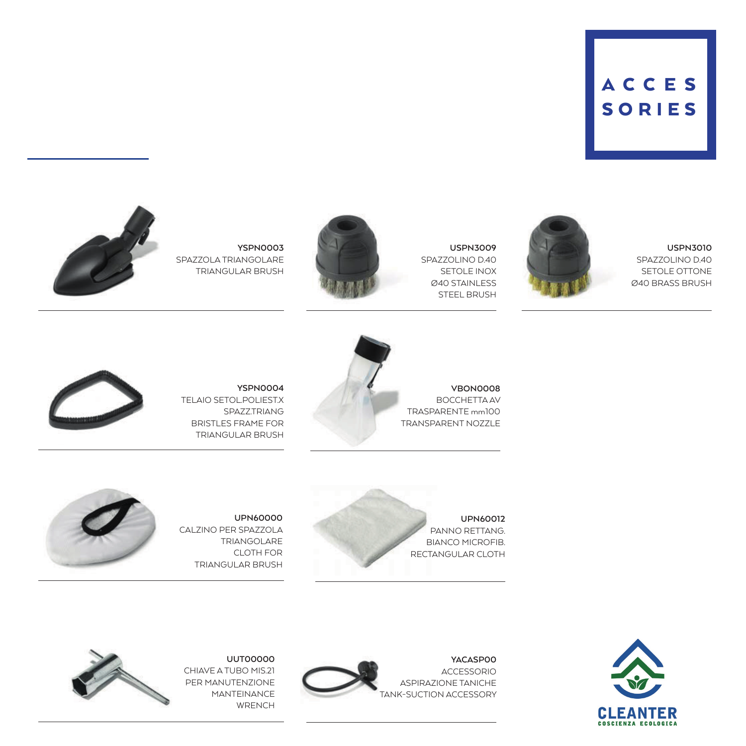# ACCES SORIES

**YSPN0003**
SPAZZOLA TRIANGOLARE
TRIANGULAR BRUSH

**USPN3009**
SPAZZOLINO D.40
SETOLE INOX
Ø40 STAINLESS
STEEL BRUSH

**USPN3010**
SPAZZOLINO D.40
SETOLE OTTONE
Ø40 BRASS BRUSH

**YSPN0004**
TELAIO SETOL.POLIEST.X
SPAZZ.TRIANG
BRISTLES FRAME FOR
TRIANGULAR BRUSH

**VBON0008**
BOCCHETTA AV
TRASPARENTE mm100
TRANSPARENT NOZZLE

**UPN60000**
CALZINO PER SPAZZOLA
TRIANGOLARE
CLOTH FOR
TRIANGULAR BRUSH

**UPN60012**
PANNO RETTANG.
BIANCO MICROFIB.
RECTANGULAR CLOTH

**UUT00000**
CHIAVE A TUBO MIS.21
PER MANUTENZIONE
MANTEINANCE
WRENCH

**YACASP00**
ACCESSORIO
ASPIRAZIONE TANICHE
TANK-SUCTION ACCESSORY

CLEANTER
COSCIENZA ECOLOGICA